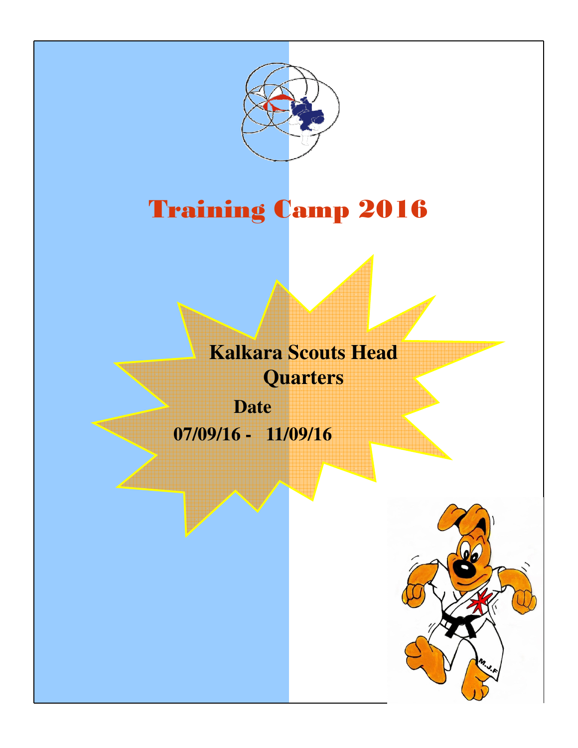# Training Camp 2016

**Kalkara Scouts Head Quarters**

**Date**

**07/09/16 - 11/09/16**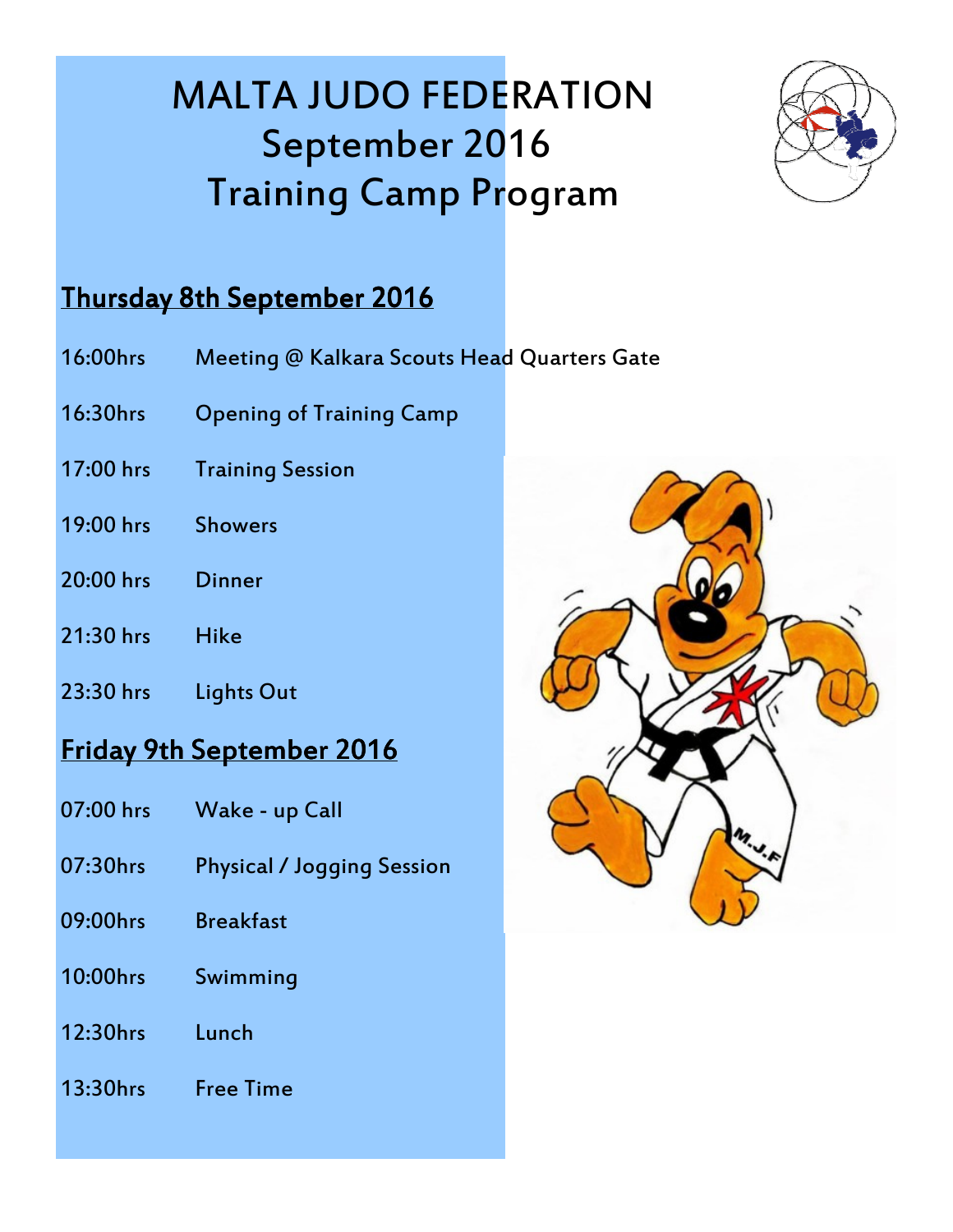# MALTA JUDO FEDERATION
# September 2016
# Training Camp Program

## Thursday 8th September 2016

| Time | Activity |
|---|---|
| 16:00hrs | Meeting @ Kalkara Scouts Head Quarters Gate |
| 16:30hrs | Opening of Training Camp |
| 17:00 hrs | Training Session |
| 19:00 hrs | Showers |
| 20:00 hrs | Dinner |
| 21:30 hrs | Hike |
| 23:30 hrs | Lights Out |

## Friday 9th September 2016

| Time | Activity |
|---|---|
| 07:00 hrs | Wake - up Call |
| 07:30hrs | Physical / Jogging Session |
| 09:00hrs | Breakfast |
| 10:00hrs | Swimming |
| 12:30hrs | Lunch |
| 13:30hrs | Free Time |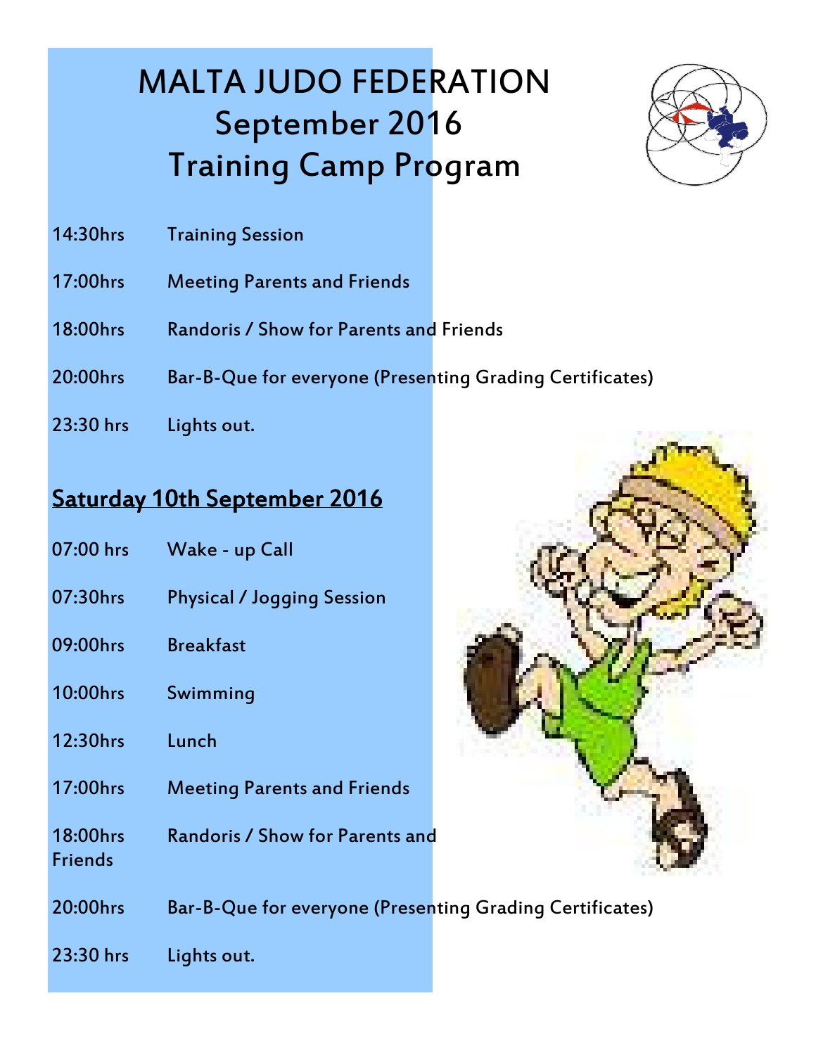# MALTA JUDO FEDERATION
# September 2016
# Training Camp Program

14:30hrs Training Session

17:00hrs Meeting Parents and Friends

18:00hrs Randoris / Show for Parents and Friends

20:00hrs Bar-B-Que for everyone (Presenting Grading Certificates)

23:30 hrs Lights out.

## Saturday 10th September 2016

07:00 hrs Wake - up Call

07:30hrs Physical / Jogging Session

09:00hrs Breakfast

10:00hrs Swimming

12:30hrs Lunch

17:00hrs Meeting Parents and Friends

18:00hrs Randoris / Show for Parents and Friends

20:00hrs Bar-B-Que for everyone (Presenting Grading Certificates)

23:30 hrs Lights out.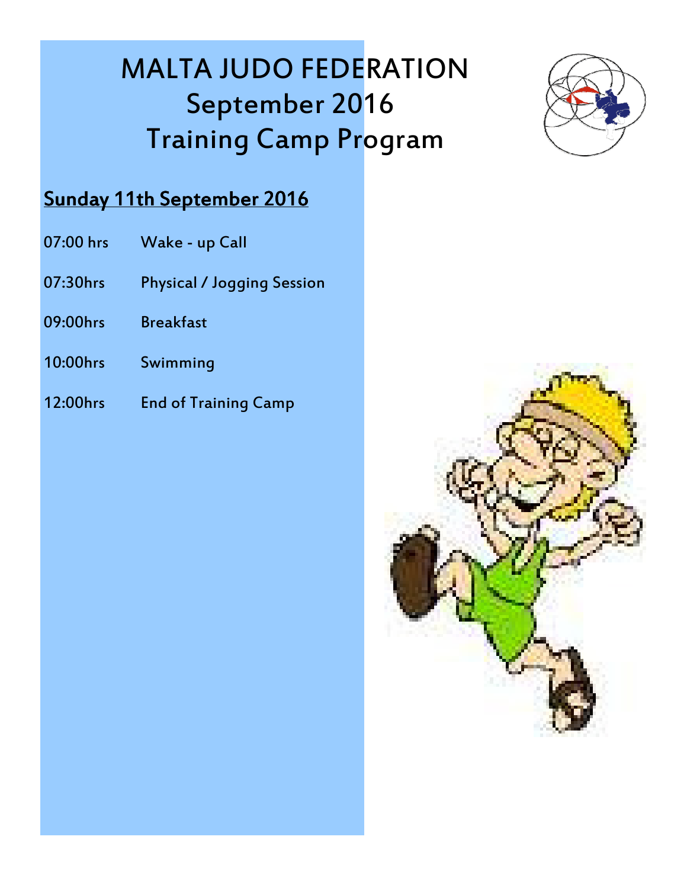# MALTA JUDO FEDERATION
# September 2016
# Training Camp Program

## Sunday 11th September 2016

| | |
|---|---|
| 07:00 hrs | Wake - up Call |
| 07:30hrs | Physical / Jogging Session |
| 09:00hrs | Breakfast |
| 10:00hrs | Swimming |
| 12:00hrs | End of Training Camp |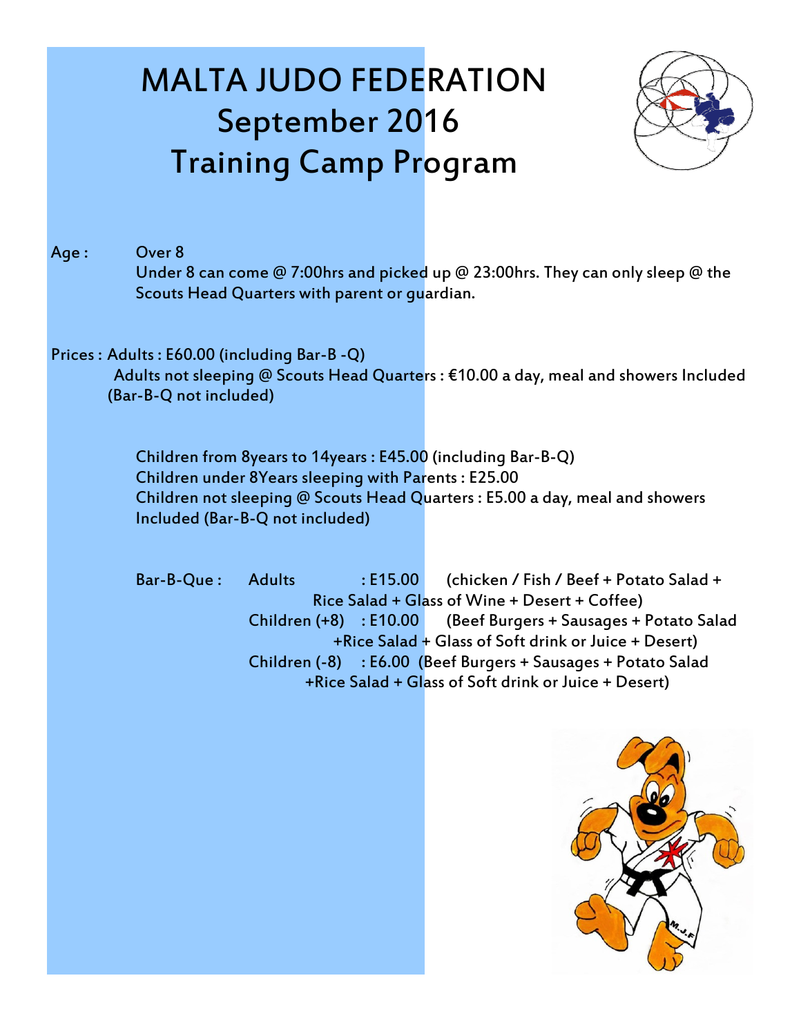# MALTA JUDO FEDERATION
# September 2016
# Training Camp Program

Age : Over 8

Under 8 can come @ 7:00hrs and picked up @ 23:00hrs. They can only sleep @ the Scouts Head Quarters with parent or guardian.

Prices : Adults : E60.00 (including Bar-B -Q)

Adults not sleeping @ Scouts Head Quarters : €10.00 a day, meal and showers Included (Bar-B-Q not included)

Children from 8years to 14years : E45.00 (including Bar-B-Q)

Children under 8Years sleeping with Parents : E25.00

Children not sleeping @ Scouts Head Quarters : E5.00 a day, meal and showers Included (Bar-B-Q not included)

Bar-B-Que :

Adults : E15.00 (chicken / Fish / Beef + Potato Salad + Rice Salad + Glass of Wine + Desert + Coffee)

Children (+8) : E10.00 (Beef Burgers + Sausages + Potato Salad +Rice Salad + Glass of Soft drink or Juice + Desert)

Children (-8) : E6.00 (Beef Burgers + Sausages + Potato Salad +Rice Salad + Glass of Soft drink or Juice + Desert)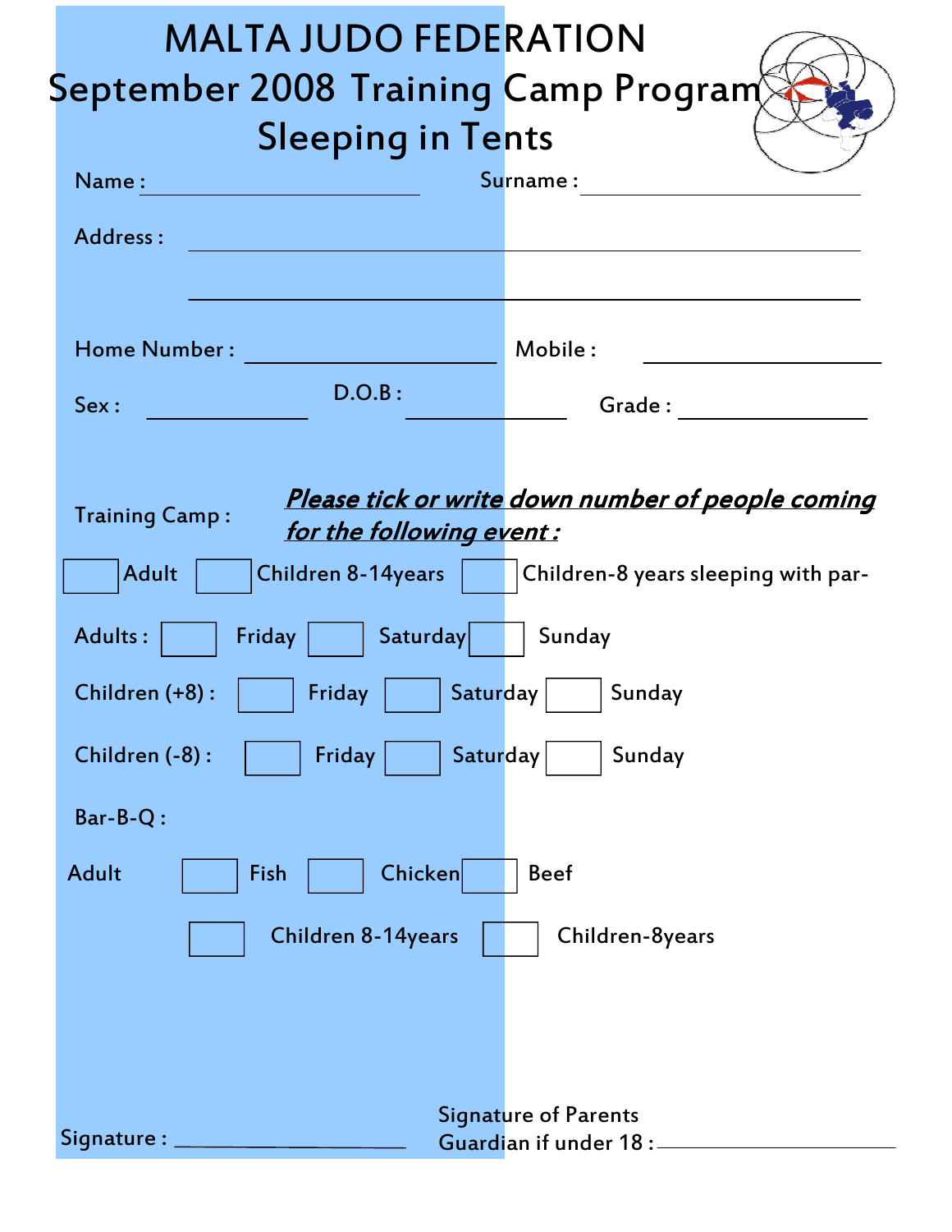# MALTA JUDO FEDERATION

## September 2008 Training Camp Program

## Sleeping in Tents

Name : ______________________ Surname : ______________________

Address : ______________________________________________

______________________________________________

Home Number : ____________________ Mobile : ____________________

Sex : ____________ D.O.B : ____________ Grade : ____________

Training Camp : ***Please tick or write down number of people coming for the following event :***

☐ Adult ☐ Children 8-14years ☐ Children-8 years sleeping with par-

Adults : ☐ Friday ☐ Saturday ☐ Sunday

Children (+8) : ☐ Friday ☐ Saturday ☐ Sunday

Children (-8) : ☐ Friday ☐ Saturday ☐ Sunday

Bar-B-Q :

Adult ☐ Fish ☐ Chicken ☐ Beef

☐ Children 8-14years ☐ Children-8years

Signature : ____________________ Signature of Parents Guardian if under 18 : ____________________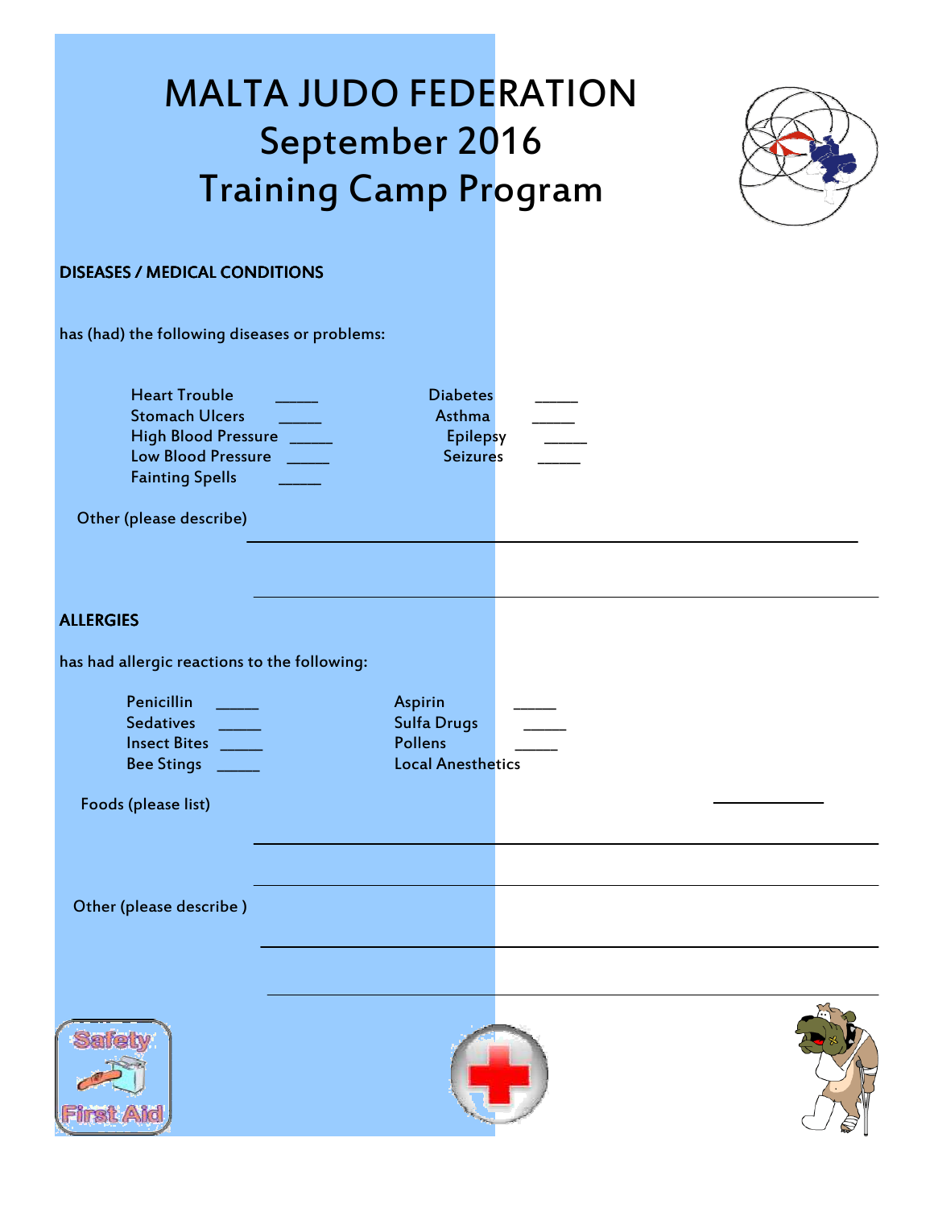# MALTA JUDO FEDERATION
# September 2016
# Training Camp Program

**DISEASES / MEDICAL CONDITIONS**

has (had) the following diseases or problems:

Heart Trouble _____
Stomach Ulcers _____
High Blood Pressure _____
Low Blood Pressure _____
Fainting Spells _____

Diabetes _____
Asthma _____
Epilepsy _____
Seizures _____

Other (please describe) ______________________________________________

______________________________________________

**ALLERGIES**

has had allergic reactions to the following:

Penicillin _____
Sedatives _____
Insect Bites _____
Bee Stings _____

Aspirin _____
Sulfa Drugs _____
Pollens _____
Local Anesthetics ___________

Foods (please list)

______________________________________________

______________________________________________

Other (please describe )

______________________________________________

______________________________________________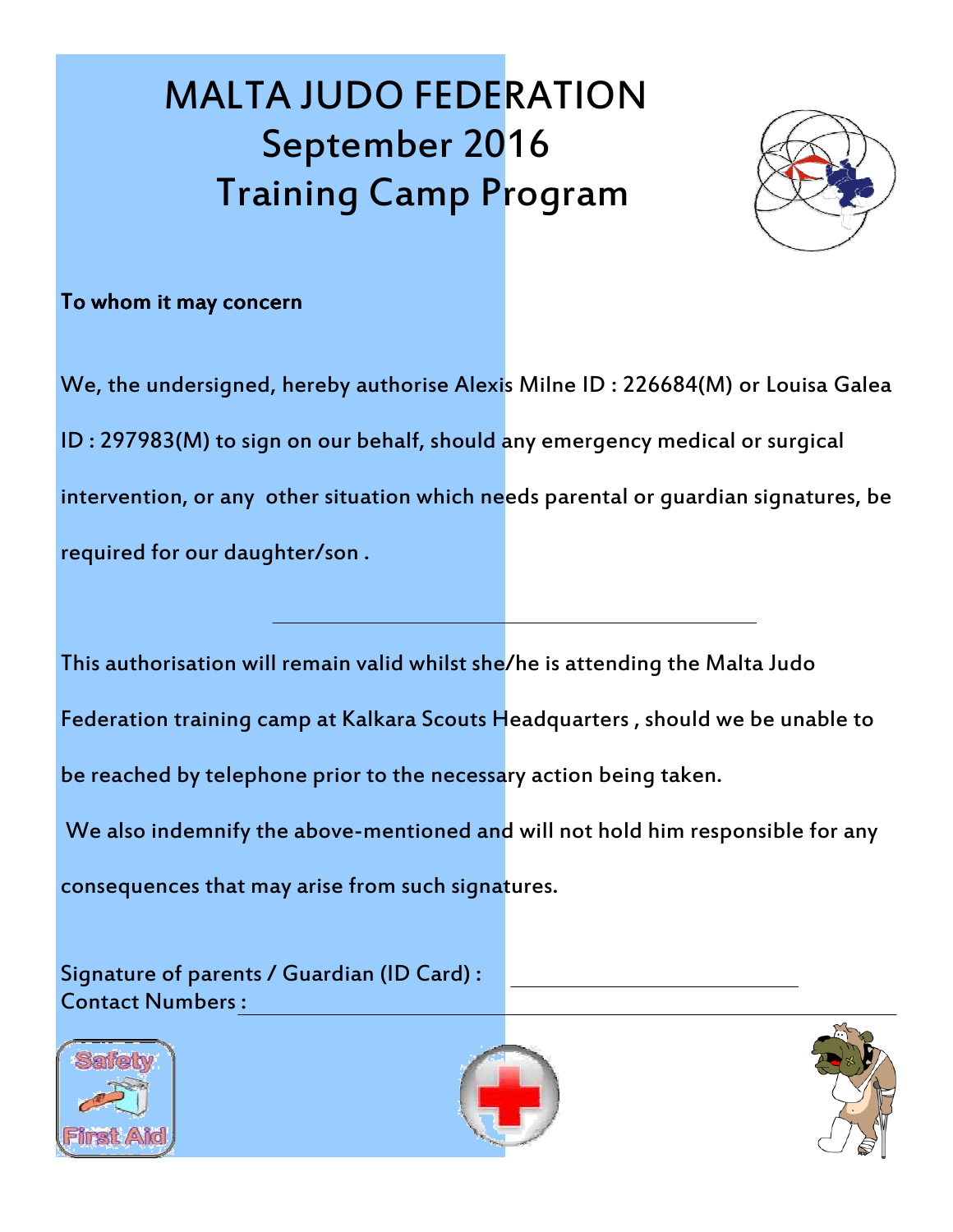# MALTA JUDO FEDERATION
# September 2016
# Training Camp Program

**To whom it may concern**

We, the undersigned, hereby authorise Alexis Milne ID : 226684(M) or Louisa Galea ID : 297983(M) to sign on our behalf, should any emergency medical or surgical intervention, or any other situation which needs parental or guardian signatures, be required for our daughter/son .

\_\_\_\_\_\_\_\_\_\_\_\_\_\_\_\_\_\_\_\_\_\_\_\_\_\_\_\_\_\_\_\_\_\_\_\_\_\_\_\_

This authorisation will remain valid whilst she/he is attending the Malta Judo Federation training camp at Kalkara Scouts Headquarters , should we be unable to be reached by telephone prior to the necessary action being taken.

We also indemnify the above-mentioned and will not hold him responsible for any consequences that may arise from such signatures.

Signature of parents / Guardian (ID Card) : \_\_\_\_\_\_\_\_\_\_\_\_\_\_\_\_\_\_\_\_\_\_\_\_

Contact Numbers : \_\_\_\_\_\_\_\_\_\_\_\_\_\_\_\_\_\_\_\_\_\_\_\_\_\_\_\_\_\_\_\_\_\_\_\_\_\_\_\_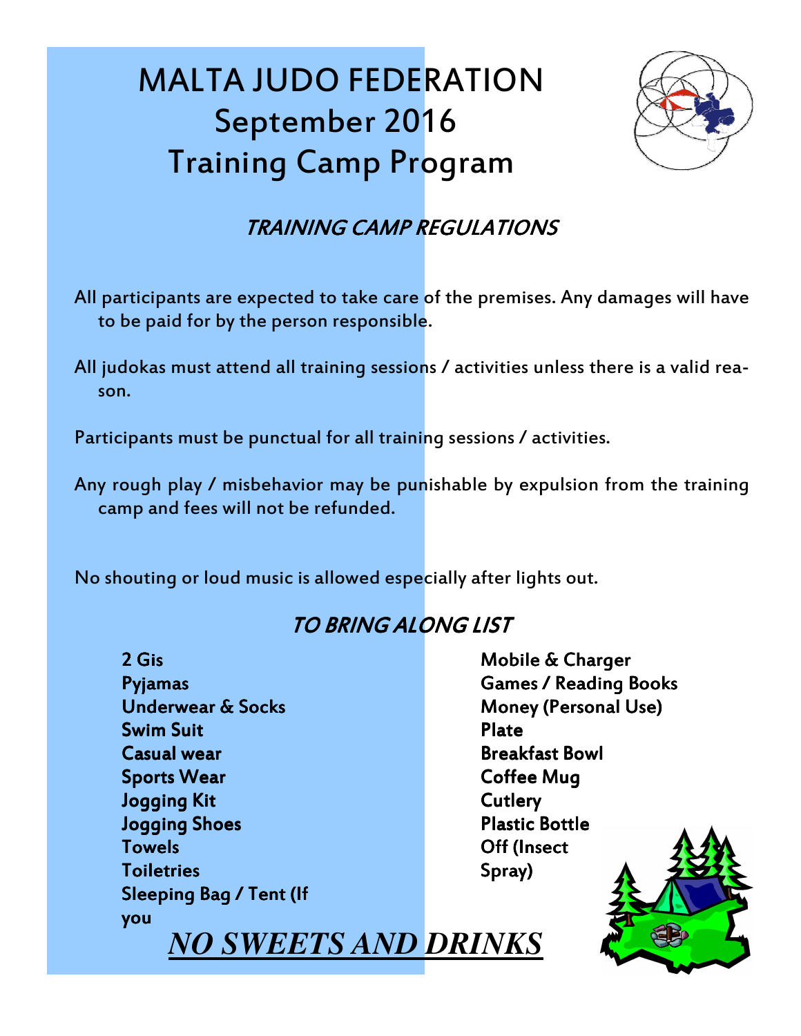# MALTA JUDO FEDERATION
# September 2016
# Training Camp Program

## *TRAINING CAMP REGULATIONS*

All participants are expected to take care of the premises. Any damages will have to be paid for by the person responsible.

All judokas must attend all training sessions / activities unless there is a valid reason.

Participants must be punctual for all training sessions / activities.

Any rough play / misbehavior may be punishable by expulsion from the training camp and fees will not be refunded.

No shouting or loud music is allowed especially after lights out.

## *TO BRING ALONG LIST*

**2 Gis**
**Pyjamas**
**Underwear & Socks**
**Swim Suit**
**Casual wear**
**Sports Wear**
**Jogging Kit**
**Jogging Shoes**
**Towels**
**Toiletries**
**Sleeping Bag / Tent (If you**

**Mobile & Charger**
**Games / Reading Books**
**Money (Personal Use)**
**Plate**
**Breakfast Bowl**
**Coffee Mug**
**Cutlery**
**Plastic Bottle**
**Off (Insect Spray)**

***NO SWEETS AND DRINKS***